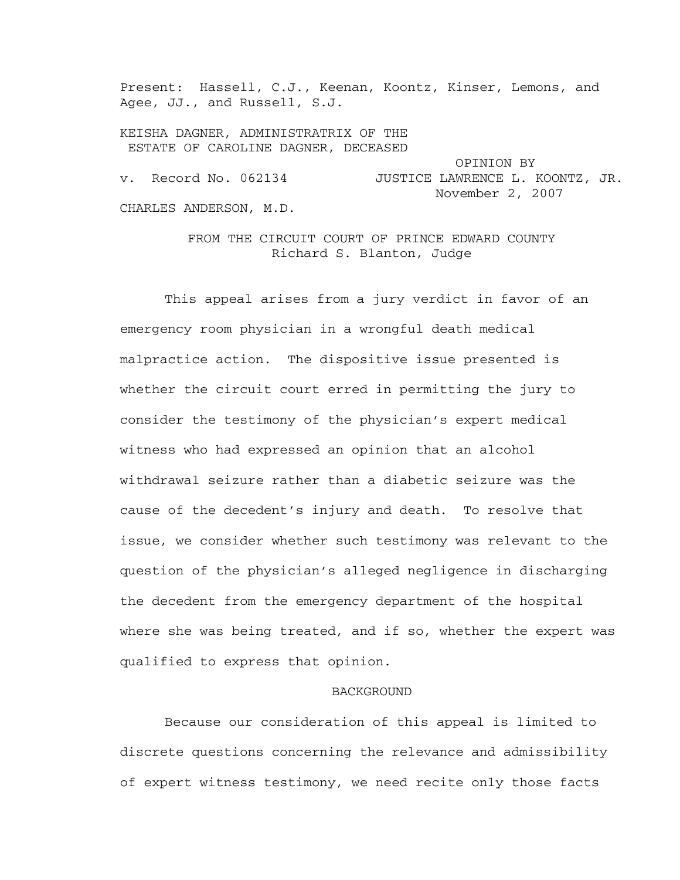Present: Hassell, C.J., Keenan, Koontz, Kinser, Lemons, and Agee, JJ., and Russell, S.J.

KEISHA DAGNER, ADMINISTRATRIX OF THE ESTATE OF CAROLINE DAGNER, DECEASED

v. Record No. 062134

OPINION BY JUSTICE LAWRENCE L. KOONTZ, JR.
November 2, 2007

CHARLES ANDERSON, M.D.

FROM THE CIRCUIT COURT OF PRINCE EDWARD COUNTY
Richard S. Blanton, Judge

This appeal arises from a jury verdict in favor of an emergency room physician in a wrongful death medical malpractice action. The dispositive issue presented is whether the circuit court erred in permitting the jury to consider the testimony of the physician's expert medical witness who had expressed an opinion that an alcohol withdrawal seizure rather than a diabetic seizure was the cause of the decedent's injury and death. To resolve that issue, we consider whether such testimony was relevant to the question of the physician's alleged negligence in discharging the decedent from the emergency department of the hospital where she was being treated, and if so, whether the expert was qualified to express that opinion.

## BACKGROUND

Because our consideration of this appeal is limited to discrete questions concerning the relevance and admissibility of expert witness testimony, we need recite only those facts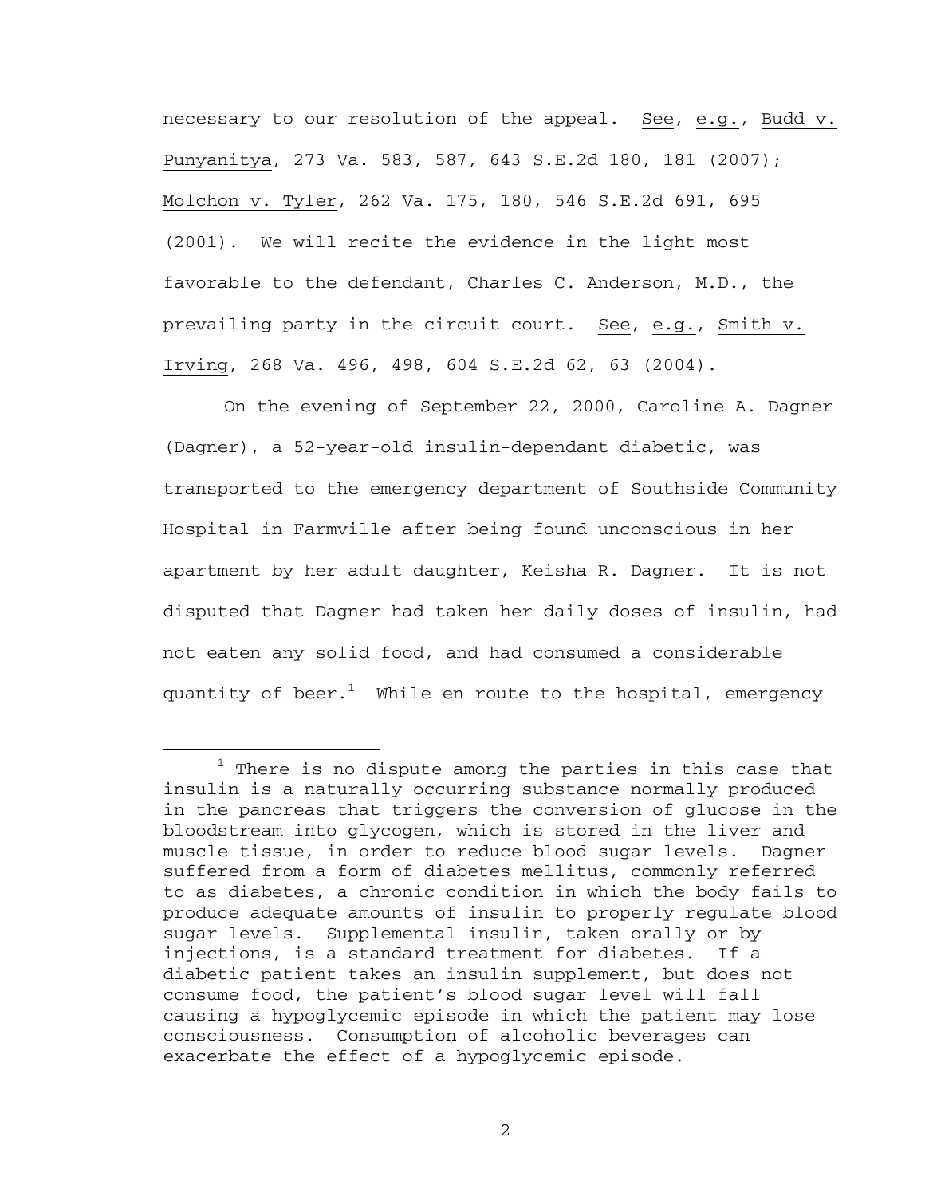necessary to our resolution of the appeal. See, e.g., Budd v. Punyanitya, 273 Va. 583, 587, 643 S.E.2d 180, 181 (2007); Molchon v. Tyler, 262 Va. 175, 180, 546 S.E.2d 691, 695 (2001). We will recite the evidence in the light most favorable to the defendant, Charles C. Anderson, M.D., the prevailing party in the circuit court. See, e.g., Smith v. Irving, 268 Va. 496, 498, 604 S.E.2d 62, 63 (2004).

On the evening of September 22, 2000, Caroline A. Dagner (Dagner), a 52-year-old insulin-dependant diabetic, was transported to the emergency department of Southside Community Hospital in Farmville after being found unconscious in her apartment by her adult daughter, Keisha R. Dagner. It is not disputed that Dagner had taken her daily doses of insulin, had not eaten any solid food, and had consumed a considerable quantity of beer.[1] While en route to the hospital, emergency

[1] There is no dispute among the parties in this case that insulin is a naturally occurring substance normally produced in the pancreas that triggers the conversion of glucose in the bloodstream into glycogen, which is stored in the liver and muscle tissue, in order to reduce blood sugar levels. Dagner suffered from a form of diabetes mellitus, commonly referred to as diabetes, a chronic condition in which the body fails to produce adequate amounts of insulin to properly regulate blood sugar levels. Supplemental insulin, taken orally or by injections, is a standard treatment for diabetes. If a diabetic patient takes an insulin supplement, but does not consume food, the patient's blood sugar level will fall causing a hypoglycemic episode in which the patient may lose consciousness. Consumption of alcoholic beverages can exacerbate the effect of a hypoglycemic episode.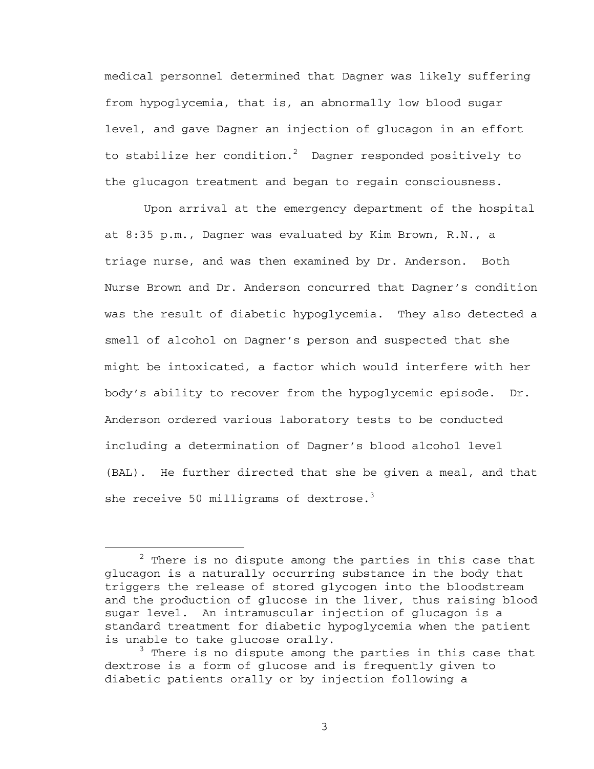medical personnel determined that Dagner was likely suffering from hypoglycemia, that is, an abnormally low blood sugar level, and gave Dagner an injection of glucagon in an effort to stabilize her condition.[2] Dagner responded positively to the glucagon treatment and began to regain consciousness.

Upon arrival at the emergency department of the hospital at 8:35 p.m., Dagner was evaluated by Kim Brown, R.N., a triage nurse, and was then examined by Dr. Anderson. Both Nurse Brown and Dr. Anderson concurred that Dagner's condition was the result of diabetic hypoglycemia. They also detected a smell of alcohol on Dagner's person and suspected that she might be intoxicated, a factor which would interfere with her body's ability to recover from the hypoglycemic episode. Dr. Anderson ordered various laboratory tests to be conducted including a determination of Dagner's blood alcohol level (BAL). He further directed that she be given a meal, and that she receive 50 milligrams of dextrose.[3]

---

[2] There is no dispute among the parties in this case that glucagon is a naturally occurring substance in the body that triggers the release of stored glycogen into the bloodstream and the production of glucose in the liver, thus raising blood sugar level. An intramuscular injection of glucagon is a standard treatment for diabetic hypoglycemia when the patient is unable to take glucose orally.

[3] There is no dispute among the parties in this case that dextrose is a form of glucose and is frequently given to diabetic patients orally or by injection following a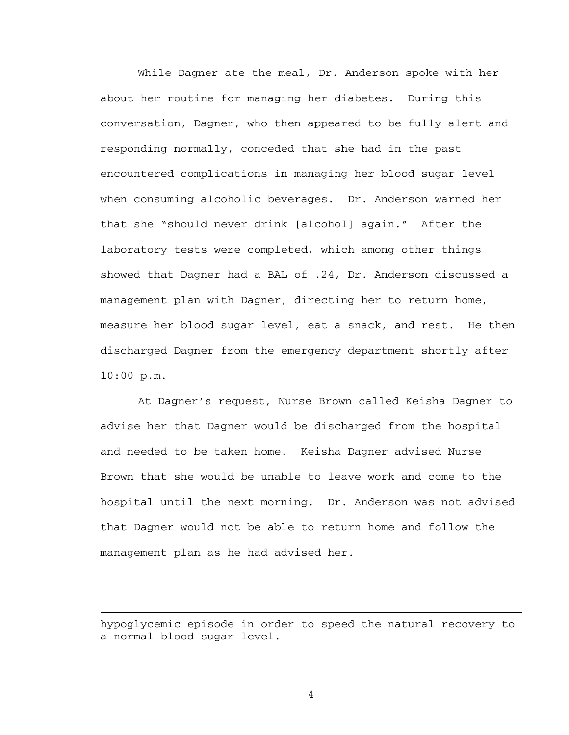While Dagner ate the meal, Dr. Anderson spoke with her about her routine for managing her diabetes. During this conversation, Dagner, who then appeared to be fully alert and responding normally, conceded that she had in the past encountered complications in managing her blood sugar level when consuming alcoholic beverages. Dr. Anderson warned her that she "should never drink [alcohol] again." After the laboratory tests were completed, which among other things showed that Dagner had a BAL of .24, Dr. Anderson discussed a management plan with Dagner, directing her to return home, measure her blood sugar level, eat a snack, and rest. He then discharged Dagner from the emergency department shortly after 10:00 p.m.

At Dagner's request, Nurse Brown called Keisha Dagner to advise her that Dagner would be discharged from the hospital and needed to be taken home. Keisha Dagner advised Nurse Brown that she would be unable to leave work and come to the hospital until the next morning. Dr. Anderson was not advised that Dagner would not be able to return home and follow the management plan as he had advised her.

---

hypoglycemic episode in order to speed the natural recovery to a normal blood sugar level.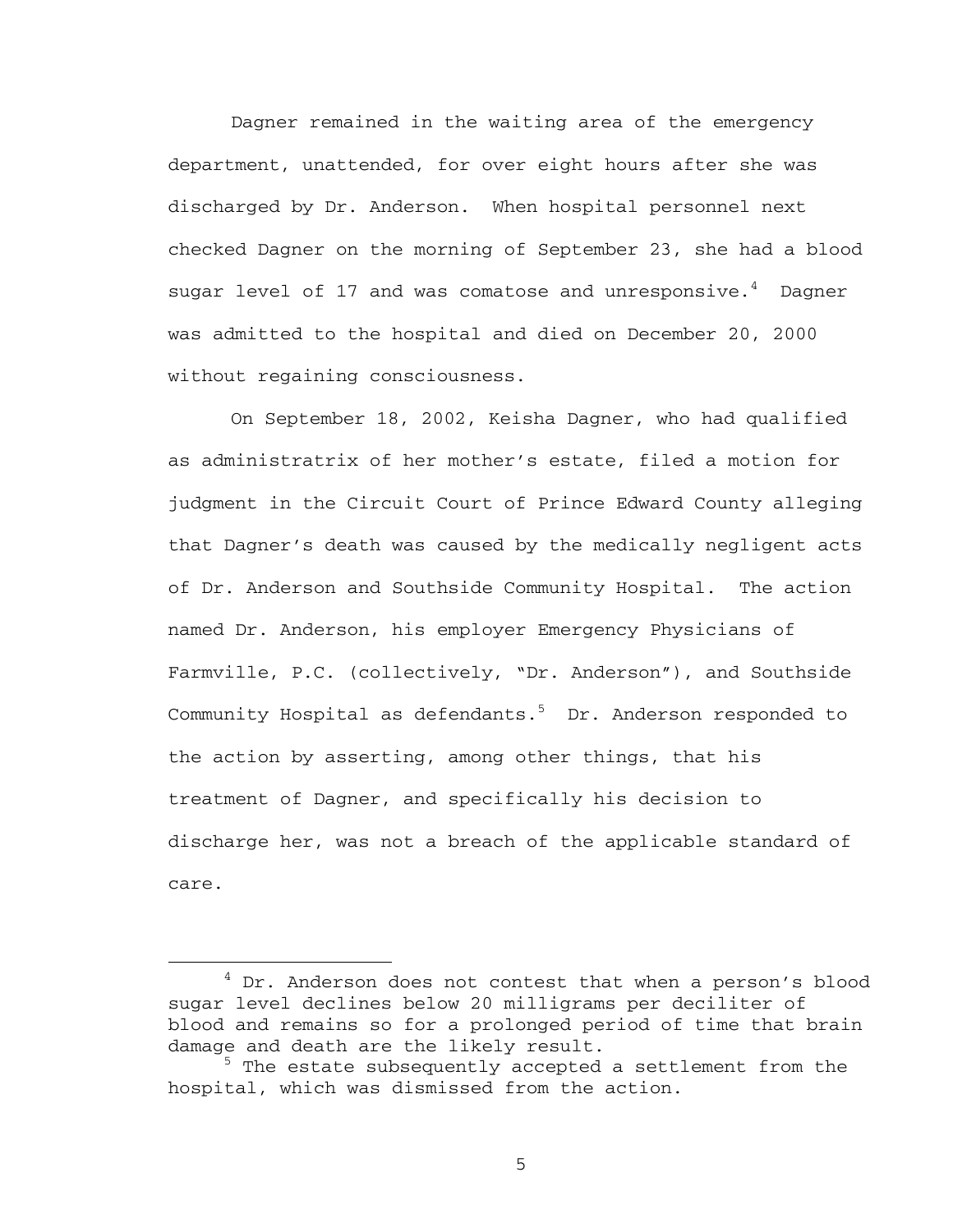Dagner remained in the waiting area of the emergency department, unattended, for over eight hours after she was discharged by Dr. Anderson. When hospital personnel next checked Dagner on the morning of September 23, she had a blood sugar level of 17 and was comatose and unresponsive.[4] Dagner was admitted to the hospital and died on December 20, 2000 without regaining consciousness.

On September 18, 2002, Keisha Dagner, who had qualified as administratrix of her mother's estate, filed a motion for judgment in the Circuit Court of Prince Edward County alleging that Dagner's death was caused by the medically negligent acts of Dr. Anderson and Southside Community Hospital. The action named Dr. Anderson, his employer Emergency Physicians of Farmville, P.C. (collectively, "Dr. Anderson"), and Southside Community Hospital as defendants.[5] Dr. Anderson responded to the action by asserting, among other things, that his treatment of Dagner, and specifically his decision to discharge her, was not a breach of the applicable standard of care.

---

[4] Dr. Anderson does not contest that when a person's blood sugar level declines below 20 milligrams per deciliter of blood and remains so for a prolonged period of time that brain damage and death are the likely result.

[5] The estate subsequently accepted a settlement from the hospital, which was dismissed from the action.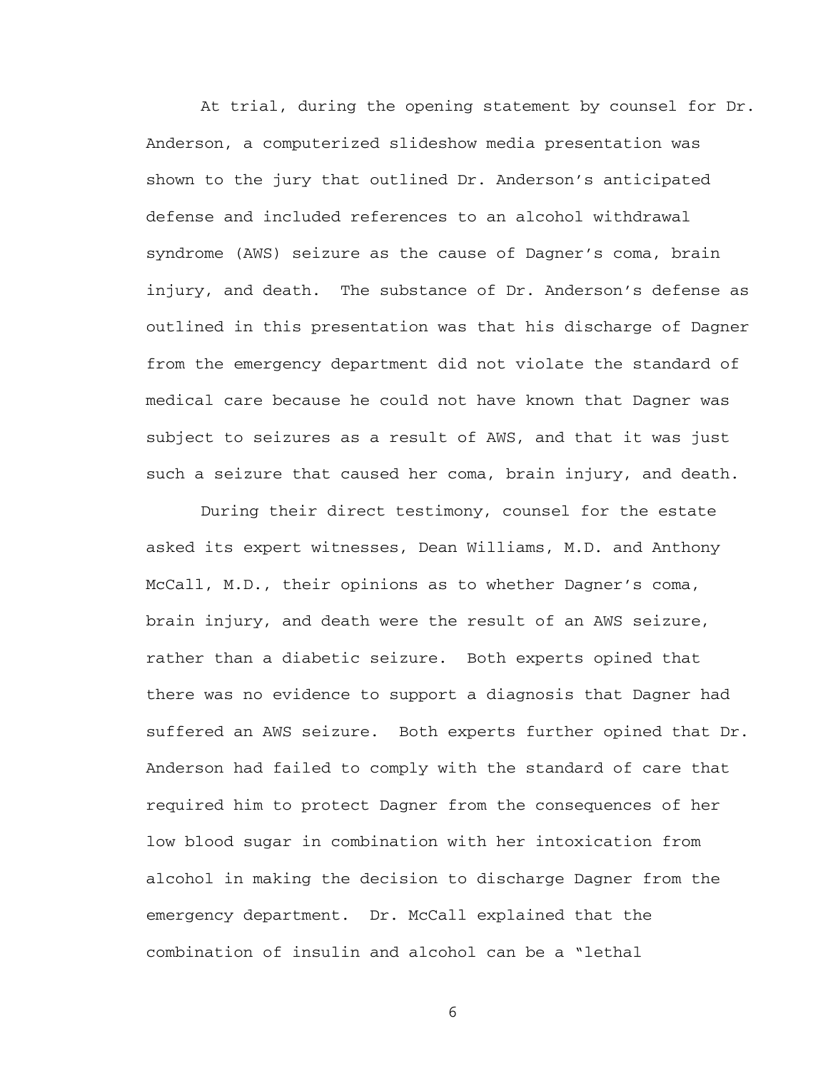At trial, during the opening statement by counsel for Dr. Anderson, a computerized slideshow media presentation was shown to the jury that outlined Dr. Anderson's anticipated defense and included references to an alcohol withdrawal syndrome (AWS) seizure as the cause of Dagner's coma, brain injury, and death. The substance of Dr. Anderson's defense as outlined in this presentation was that his discharge of Dagner from the emergency department did not violate the standard of medical care because he could not have known that Dagner was subject to seizures as a result of AWS, and that it was just such a seizure that caused her coma, brain injury, and death.

During their direct testimony, counsel for the estate asked its expert witnesses, Dean Williams, M.D. and Anthony McCall, M.D., their opinions as to whether Dagner's coma, brain injury, and death were the result of an AWS seizure, rather than a diabetic seizure. Both experts opined that there was no evidence to support a diagnosis that Dagner had suffered an AWS seizure. Both experts further opined that Dr. Anderson had failed to comply with the standard of care that required him to protect Dagner from the consequences of her low blood sugar in combination with her intoxication from alcohol in making the decision to discharge Dagner from the emergency department. Dr. McCall explained that the combination of insulin and alcohol can be a "lethal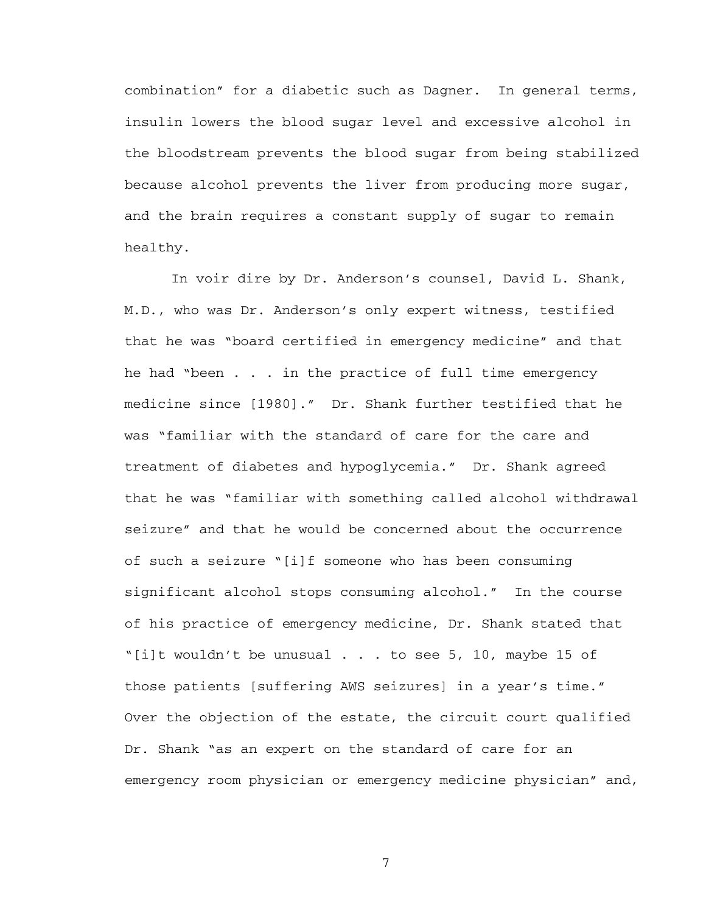combination" for a diabetic such as Dagner. In general terms, insulin lowers the blood sugar level and excessive alcohol in the bloodstream prevents the blood sugar from being stabilized because alcohol prevents the liver from producing more sugar, and the brain requires a constant supply of sugar to remain healthy.

In voir dire by Dr. Anderson's counsel, David L. Shank, M.D., who was Dr. Anderson's only expert witness, testified that he was "board certified in emergency medicine" and that he had "been . . . in the practice of full time emergency medicine since [1980]." Dr. Shank further testified that he was "familiar with the standard of care for the care and treatment of diabetes and hypoglycemia." Dr. Shank agreed that he was "familiar with something called alcohol withdrawal seizure" and that he would be concerned about the occurrence of such a seizure "[i]f someone who has been consuming significant alcohol stops consuming alcohol." In the course of his practice of emergency medicine, Dr. Shank stated that "[i]t wouldn't be unusual . . . to see 5, 10, maybe 15 of those patients [suffering AWS seizures] in a year's time." Over the objection of the estate, the circuit court qualified Dr. Shank "as an expert on the standard of care for an emergency room physician or emergency medicine physician" and,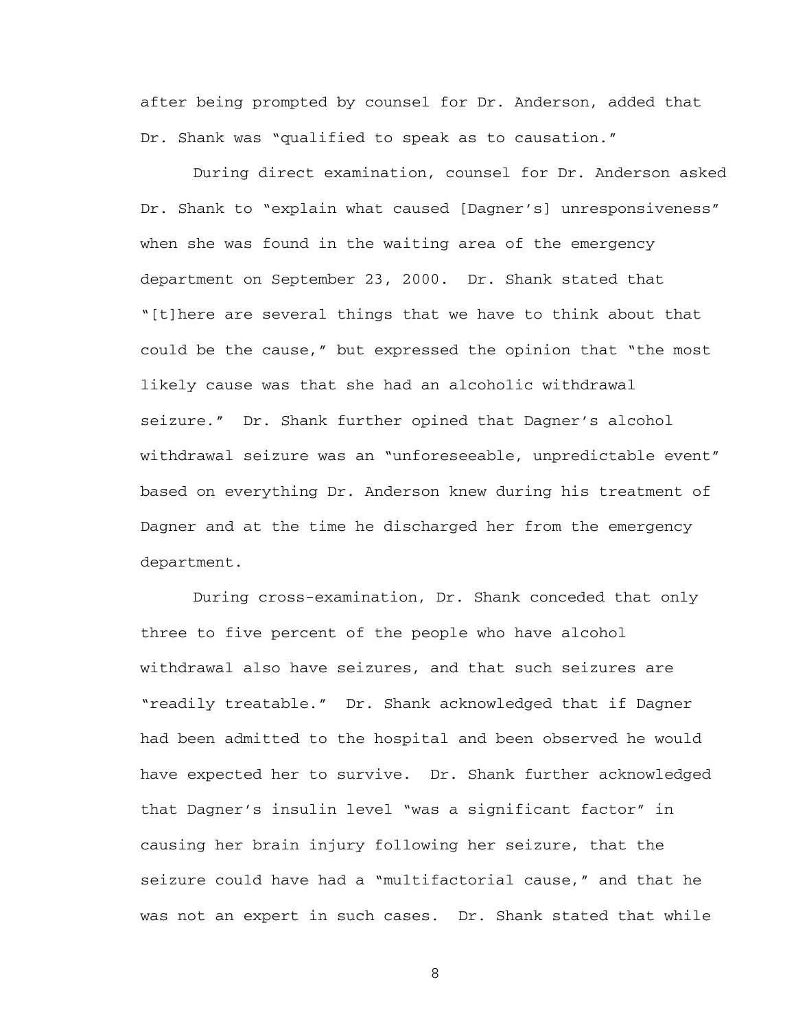after being prompted by counsel for Dr. Anderson, added that Dr. Shank was "qualified to speak as to causation."

During direct examination, counsel for Dr. Anderson asked Dr. Shank to "explain what caused [Dagner's] unresponsiveness" when she was found in the waiting area of the emergency department on September 23, 2000. Dr. Shank stated that "[t]here are several things that we have to think about that could be the cause," but expressed the opinion that "the most likely cause was that she had an alcoholic withdrawal seizure." Dr. Shank further opined that Dagner's alcohol withdrawal seizure was an "unforeseeable, unpredictable event" based on everything Dr. Anderson knew during his treatment of Dagner and at the time he discharged her from the emergency department.

During cross-examination, Dr. Shank conceded that only three to five percent of the people who have alcohol withdrawal also have seizures, and that such seizures are "readily treatable." Dr. Shank acknowledged that if Dagner had been admitted to the hospital and been observed he would have expected her to survive. Dr. Shank further acknowledged that Dagner's insulin level "was a significant factor" in causing her brain injury following her seizure, that the seizure could have had a "multifactorial cause," and that he was not an expert in such cases. Dr. Shank stated that while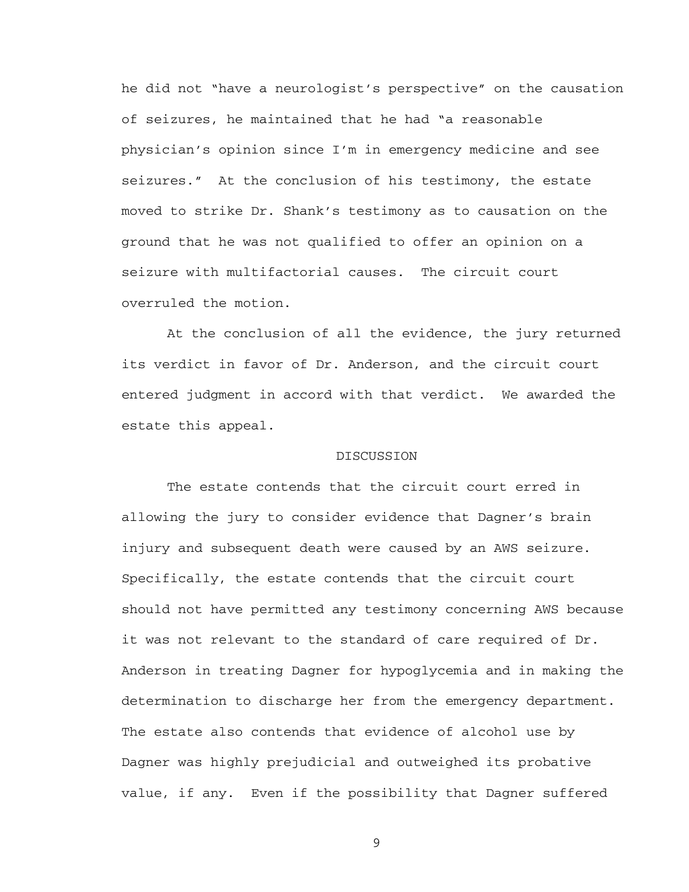he did not "have a neurologist's perspective" on the causation of seizures, he maintained that he had "a reasonable physician's opinion since I'm in emergency medicine and see seizures." At the conclusion of his testimony, the estate moved to strike Dr. Shank's testimony as to causation on the ground that he was not qualified to offer an opinion on a seizure with multifactorial causes. The circuit court overruled the motion.

At the conclusion of all the evidence, the jury returned its verdict in favor of Dr. Anderson, and the circuit court entered judgment in accord with that verdict. We awarded the estate this appeal.

## DISCUSSION

The estate contends that the circuit court erred in allowing the jury to consider evidence that Dagner's brain injury and subsequent death were caused by an AWS seizure. Specifically, the estate contends that the circuit court should not have permitted any testimony concerning AWS because it was not relevant to the standard of care required of Dr. Anderson in treating Dagner for hypoglycemia and in making the determination to discharge her from the emergency department. The estate also contends that evidence of alcohol use by Dagner was highly prejudicial and outweighed its probative value, if any. Even if the possibility that Dagner suffered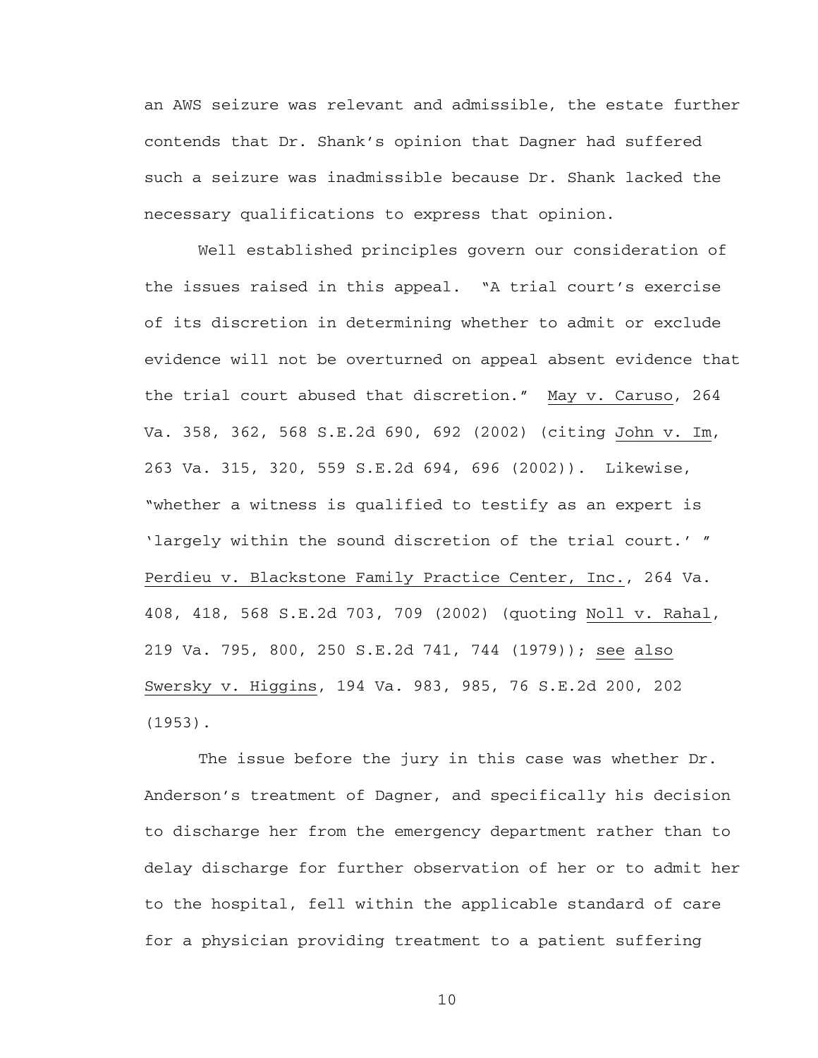an AWS seizure was relevant and admissible, the estate further contends that Dr. Shank's opinion that Dagner had suffered such a seizure was inadmissible because Dr. Shank lacked the necessary qualifications to express that opinion.

Well established principles govern our consideration of the issues raised in this appeal. "A trial court's exercise of its discretion in determining whether to admit or exclude evidence will not be overturned on appeal absent evidence that the trial court abused that discretion." May v. Caruso, 264 Va. 358, 362, 568 S.E.2d 690, 692 (2002) (citing John v. Im, 263 Va. 315, 320, 559 S.E.2d 694, 696 (2002)). Likewise, "whether a witness is qualified to testify as an expert is 'largely within the sound discretion of the trial court.' " Perdieu v. Blackstone Family Practice Center, Inc., 264 Va. 408, 418, 568 S.E.2d 703, 709 (2002) (quoting Noll v. Rahal, 219 Va. 795, 800, 250 S.E.2d 741, 744 (1979)); see also Swersky v. Higgins, 194 Va. 983, 985, 76 S.E.2d 200, 202 (1953).

The issue before the jury in this case was whether Dr. Anderson's treatment of Dagner, and specifically his decision to discharge her from the emergency department rather than to delay discharge for further observation of her or to admit her to the hospital, fell within the applicable standard of care for a physician providing treatment to a patient suffering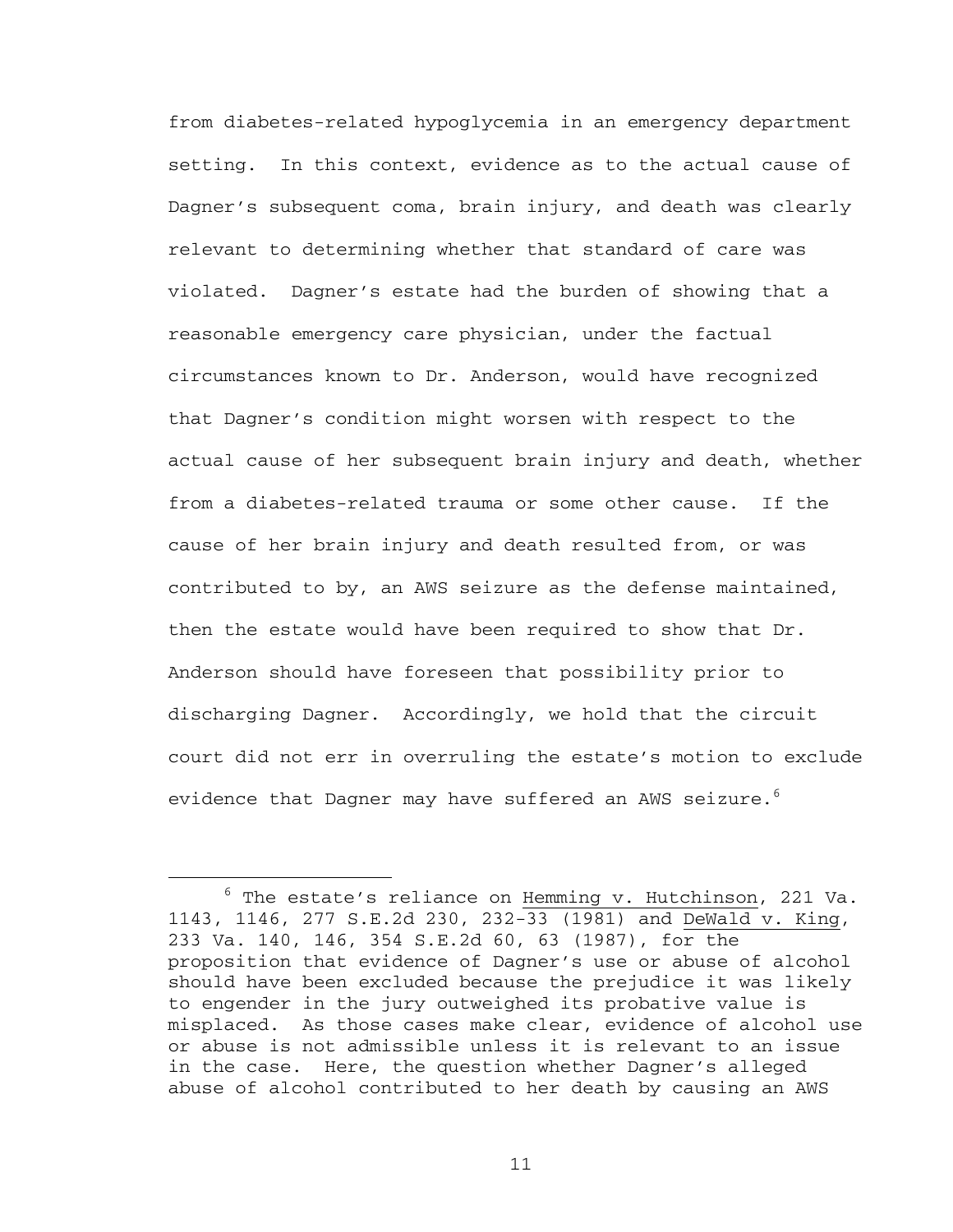from diabetes-related hypoglycemia in an emergency department setting. In this context, evidence as to the actual cause of Dagner's subsequent coma, brain injury, and death was clearly relevant to determining whether that standard of care was violated. Dagner's estate had the burden of showing that a reasonable emergency care physician, under the factual circumstances known to Dr. Anderson, would have recognized that Dagner's condition might worsen with respect to the actual cause of her subsequent brain injury and death, whether from a diabetes-related trauma or some other cause. If the cause of her brain injury and death resulted from, or was contributed to by, an AWS seizure as the defense maintained, then the estate would have been required to show that Dr. Anderson should have foreseen that possibility prior to discharging Dagner. Accordingly, we hold that the circuit court did not err in overruling the estate's motion to exclude evidence that Dagner may have suffered an AWS seizure.[6]

---

[6] The estate's reliance on Hemming v. Hutchinson, 221 Va. 1143, 1146, 277 S.E.2d 230, 232-33 (1981) and DeWald v. King, 233 Va. 140, 146, 354 S.E.2d 60, 63 (1987), for the proposition that evidence of Dagner's use or abuse of alcohol should have been excluded because the prejudice it was likely to engender in the jury outweighed its probative value is misplaced. As those cases make clear, evidence of alcohol use or abuse is not admissible unless it is relevant to an issue in the case. Here, the question whether Dagner's alleged abuse of alcohol contributed to her death by causing an AWS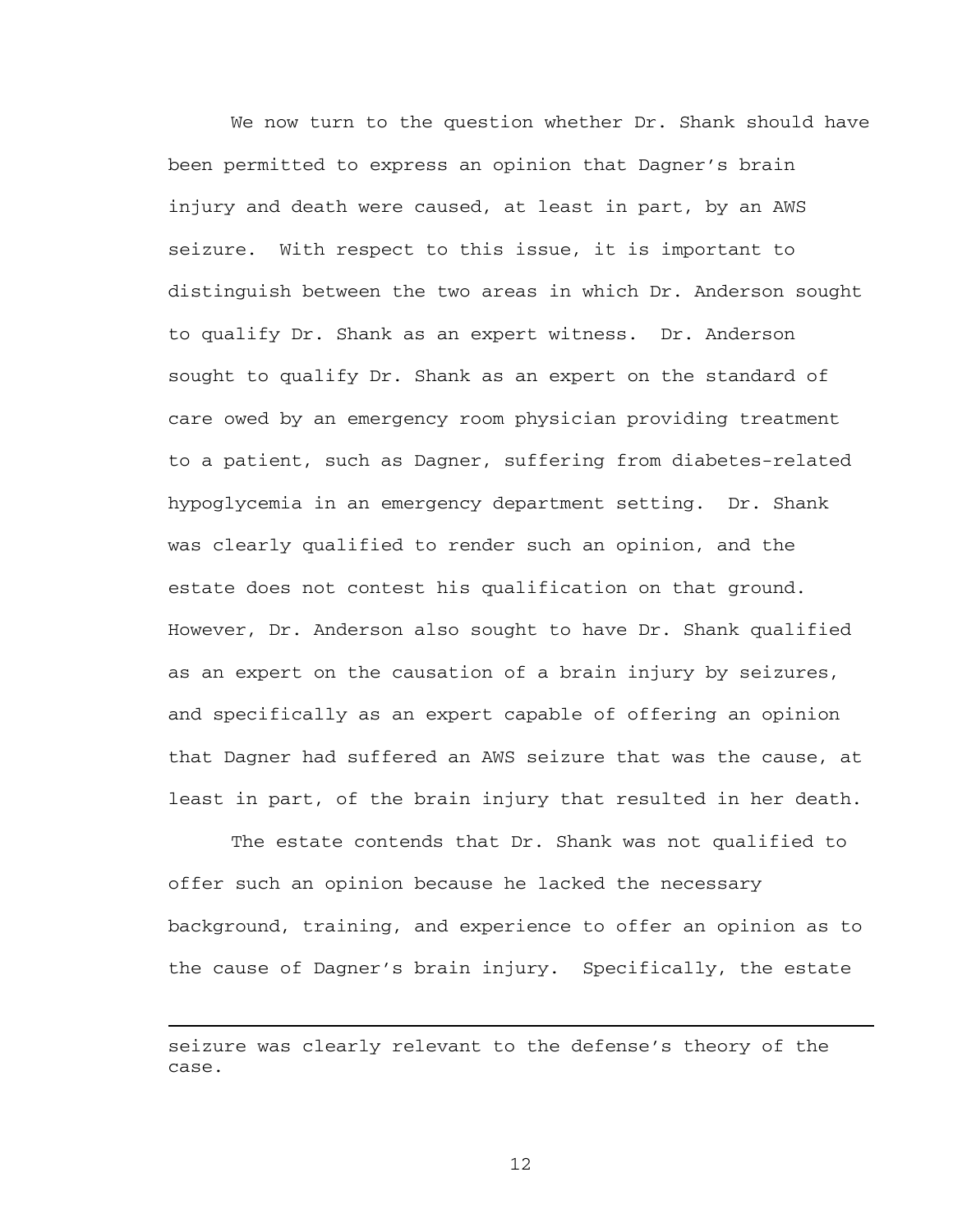We now turn to the question whether Dr. Shank should have been permitted to express an opinion that Dagner's brain injury and death were caused, at least in part, by an AWS seizure. With respect to this issue, it is important to distinguish between the two areas in which Dr. Anderson sought to qualify Dr. Shank as an expert witness. Dr. Anderson sought to qualify Dr. Shank as an expert on the standard of care owed by an emergency room physician providing treatment to a patient, such as Dagner, suffering from diabetes-related hypoglycemia in an emergency department setting. Dr. Shank was clearly qualified to render such an opinion, and the estate does not contest his qualification on that ground. However, Dr. Anderson also sought to have Dr. Shank qualified as an expert on the causation of a brain injury by seizures, and specifically as an expert capable of offering an opinion that Dagner had suffered an AWS seizure that was the cause, at least in part, of the brain injury that resulted in her death.

The estate contends that Dr. Shank was not qualified to offer such an opinion because he lacked the necessary background, training, and experience to offer an opinion as to the cause of Dagner's brain injury. Specifically, the estate

---

seizure was clearly relevant to the defense's theory of the case.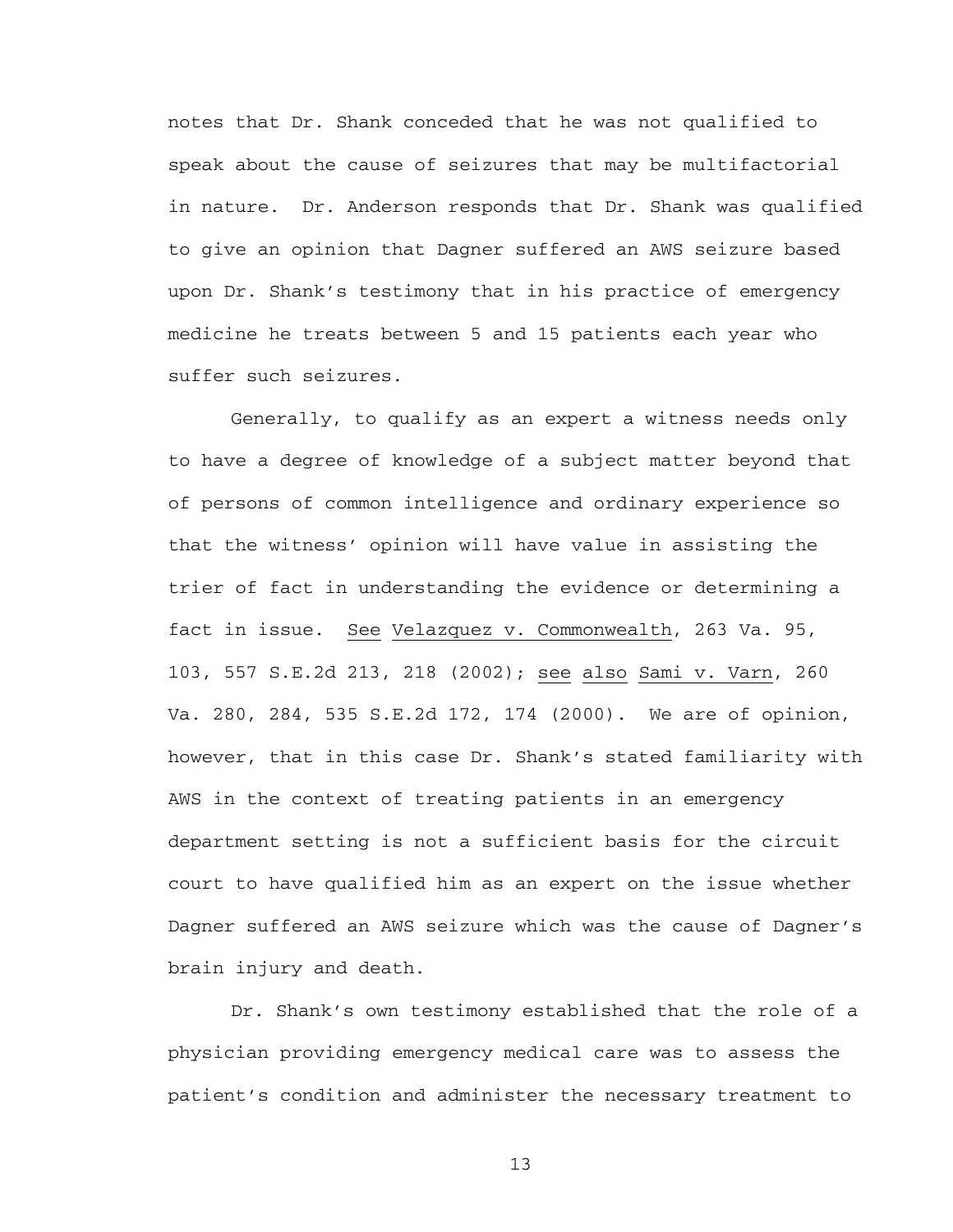notes that Dr. Shank conceded that he was not qualified to speak about the cause of seizures that may be multifactorial in nature. Dr. Anderson responds that Dr. Shank was qualified to give an opinion that Dagner suffered an AWS seizure based upon Dr. Shank's testimony that in his practice of emergency medicine he treats between 5 and 15 patients each year who suffer such seizures.

Generally, to qualify as an expert a witness needs only to have a degree of knowledge of a subject matter beyond that of persons of common intelligence and ordinary experience so that the witness' opinion will have value in assisting the trier of fact in understanding the evidence or determining a fact in issue. See Velazquez v. Commonwealth, 263 Va. 95, 103, 557 S.E.2d 213, 218 (2002); see also Sami v. Varn, 260 Va. 280, 284, 535 S.E.2d 172, 174 (2000). We are of opinion, however, that in this case Dr. Shank's stated familiarity with AWS in the context of treating patients in an emergency department setting is not a sufficient basis for the circuit court to have qualified him as an expert on the issue whether Dagner suffered an AWS seizure which was the cause of Dagner's brain injury and death.

Dr. Shank's own testimony established that the role of a physician providing emergency medical care was to assess the patient's condition and administer the necessary treatment to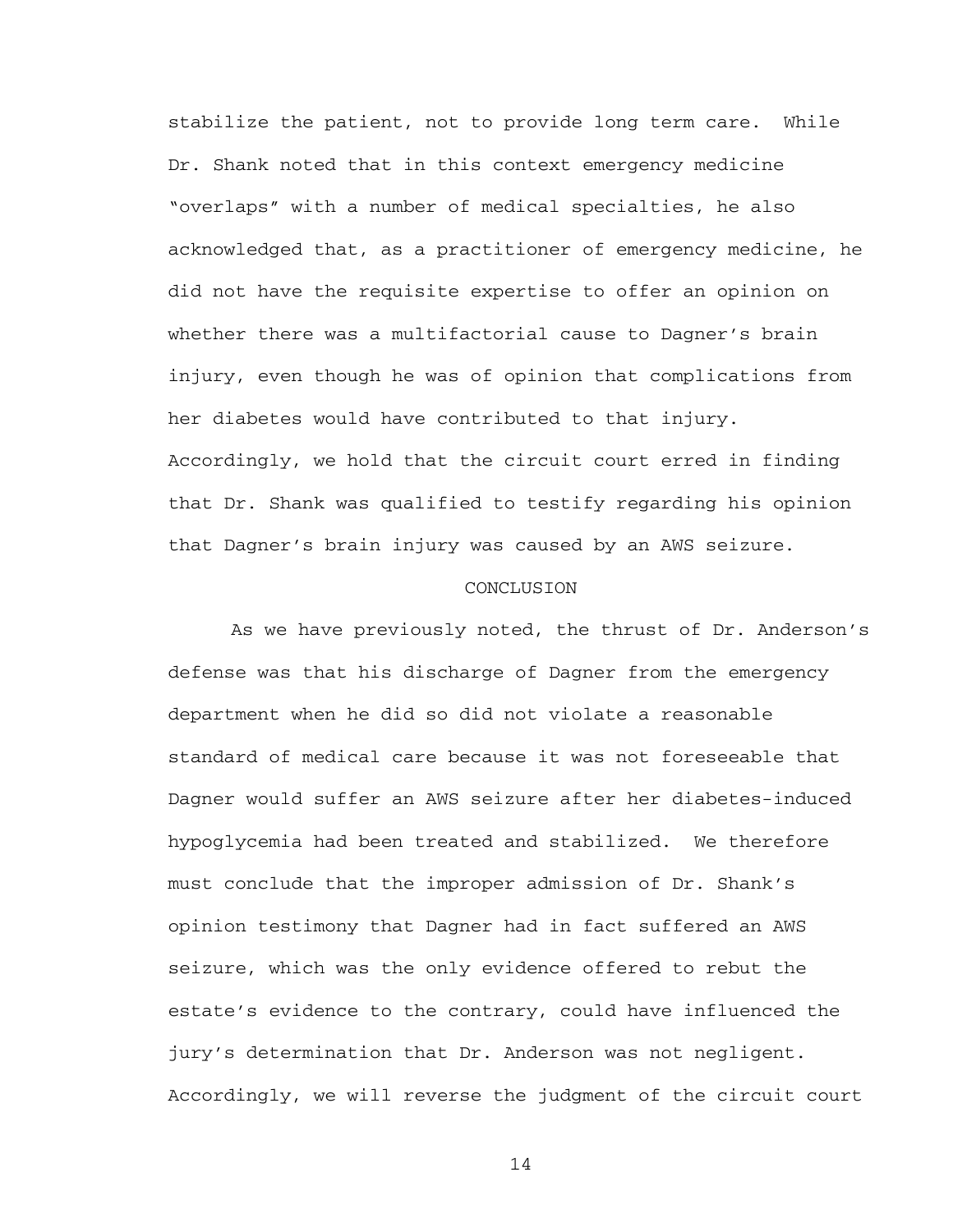stabilize the patient, not to provide long term care. While Dr. Shank noted that in this context emergency medicine "overlaps" with a number of medical specialties, he also acknowledged that, as a practitioner of emergency medicine, he did not have the requisite expertise to offer an opinion on whether there was a multifactorial cause to Dagner's brain injury, even though he was of opinion that complications from her diabetes would have contributed to that injury. Accordingly, we hold that the circuit court erred in finding that Dr. Shank was qualified to testify regarding his opinion that Dagner's brain injury was caused by an AWS seizure.

## CONCLUSION

As we have previously noted, the thrust of Dr. Anderson's defense was that his discharge of Dagner from the emergency department when he did so did not violate a reasonable standard of medical care because it was not foreseeable that Dagner would suffer an AWS seizure after her diabetes-induced hypoglycemia had been treated and stabilized. We therefore must conclude that the improper admission of Dr. Shank's opinion testimony that Dagner had in fact suffered an AWS seizure, which was the only evidence offered to rebut the estate's evidence to the contrary, could have influenced the jury's determination that Dr. Anderson was not negligent. Accordingly, we will reverse the judgment of the circuit court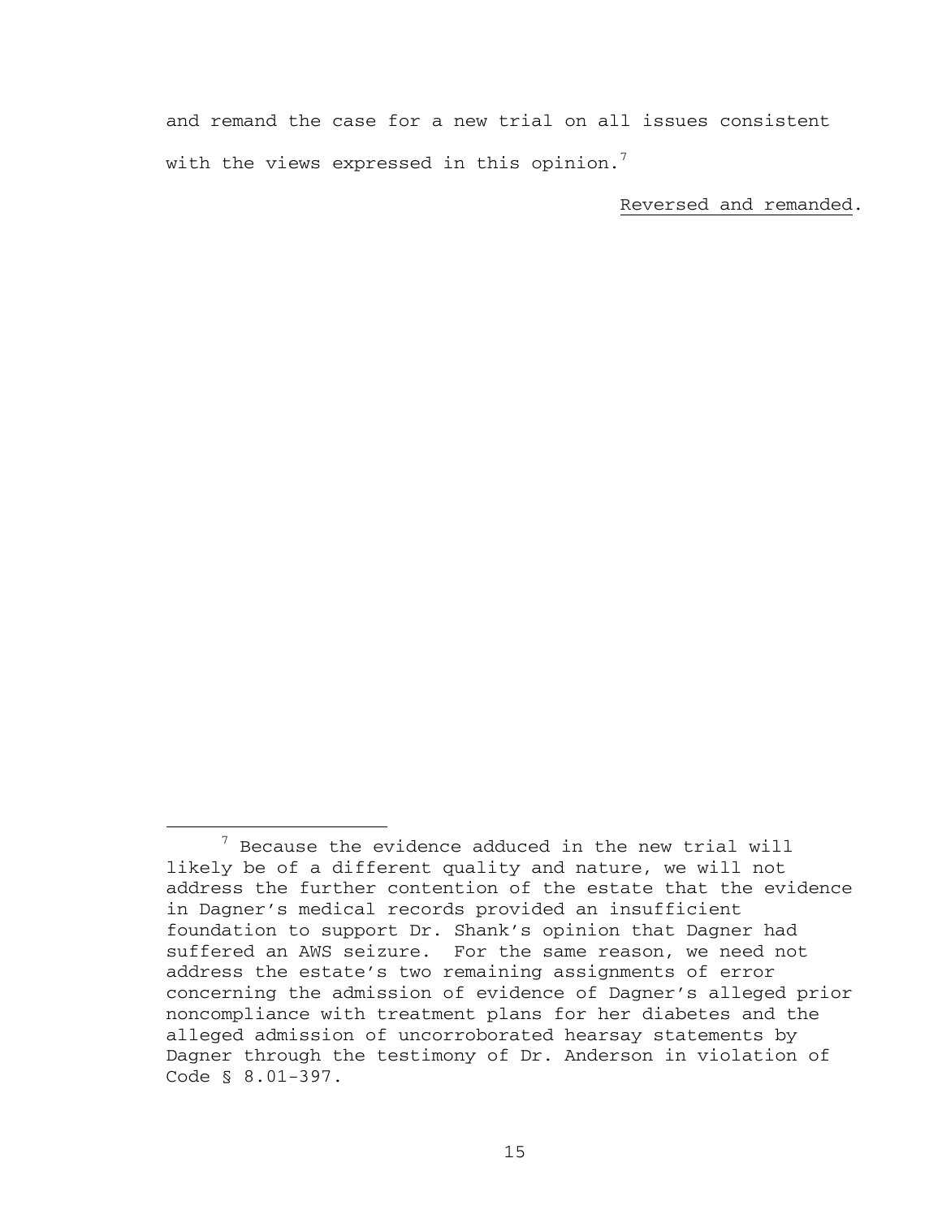and remand the case for a new trial on all issues consistent with the views expressed in this opinion.[7]

Reversed and remanded.

---

[7] Because the evidence adduced in the new trial will likely be of a different quality and nature, we will not address the further contention of the estate that the evidence in Dagner's medical records provided an insufficient foundation to support Dr. Shank's opinion that Dagner had suffered an AWS seizure. For the same reason, we need not address the estate's two remaining assignments of error concerning the admission of evidence of Dagner's alleged prior noncompliance with treatment plans for her diabetes and the alleged admission of uncorroborated hearsay statements by Dagner through the testimony of Dr. Anderson in violation of Code § 8.01-397.